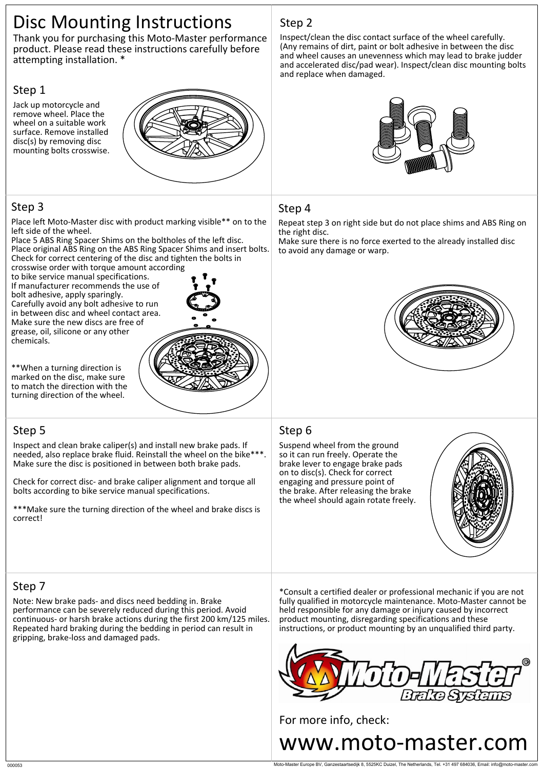# Disc Mounting Instructions

Thank you for purchasing this Moto-Master performance product. Please read these instructions carefully before attempting installation. *

## Step 1

Jack up motorcycle and remove wheel. Place the wheel on a suitable work surface. Remove installed disc(s) by removing disc mounting bolts crosswise.

## Step 2

Inspect/clean the disc contact surface of the wheel carefully. (Any remains of dirt, paint or bolt adhesive in between the disc and wheel causes an unevenness which may lead to brake judder and accelerated disc/pad wear). Inspect/clean disc mounting bolts and replace when damaged.

## Step 3

Place left Moto-Master disc with product marking visible** on to the left side of the wheel.
Place 5 ABS Ring Spacer Shims on the boltholes of the left disc.
Place original ABS Ring on the ABS Ring Spacer Shims and insert bolts.
Check for correct centering of the disc and tighten the bolts in crosswise order with torque amount according to bike service manual specifications.
If manufacturer recommends the use of bolt adhesive, apply sparingly.
Carefully avoid any bolt adhesive to run in between disc and wheel contact area.
Make sure the new discs are free of grease, oil, silicone or any other chemicals.

**When a turning direction is marked on the disc, make sure to match the direction with the turning direction of the wheel.

## Step 4

Repeat step 3 on right side but do not place shims and ABS Ring on the right disc.
Make sure there is no force exerted to the already installed disc to avoid any damage or warp.

## Step 5

Inspect and clean brake caliper(s) and install new brake pads. If needed, also replace brake fluid. Reinstall the wheel on the bike***. Make sure the disc is positioned in between both brake pads.

Check for correct disc- and brake caliper alignment and torque all bolts according to bike service manual specifications.

***Make sure the turning direction of the wheel and brake discs is correct!

## Step 6

Suspend wheel from the ground so it can run freely. Operate the brake lever to engage brake pads on to disc(s). Check for correct engaging and pressure point of the brake. After releasing the brake the wheel should again rotate freely.

## Step 7

Note: New brake pads- and discs need bedding in. Brake performance can be severely reduced during this period. Avoid continuous- or harsh brake actions during the first 200 km/125 miles. Repeated hard braking during the bedding in period can result in gripping, brake-loss and damaged pads.

*Consult a certified dealer or professional mechanic if you are not fully qualified in motorcycle maintenance. Moto-Master cannot be held responsible for any damage or injury caused by incorrect product mounting, disregarding specifications and these instructions, or product mounting by an unqualified third party.

Moto-Master® Brake Systems

For more info, check:

www.moto-master.com

000053

Moto-Master Europe BV, Ganzestaartsedijk 8, 5525KC Duizel, The Netherlands, Tel. +31 497 684036, Email: info@moto-master.com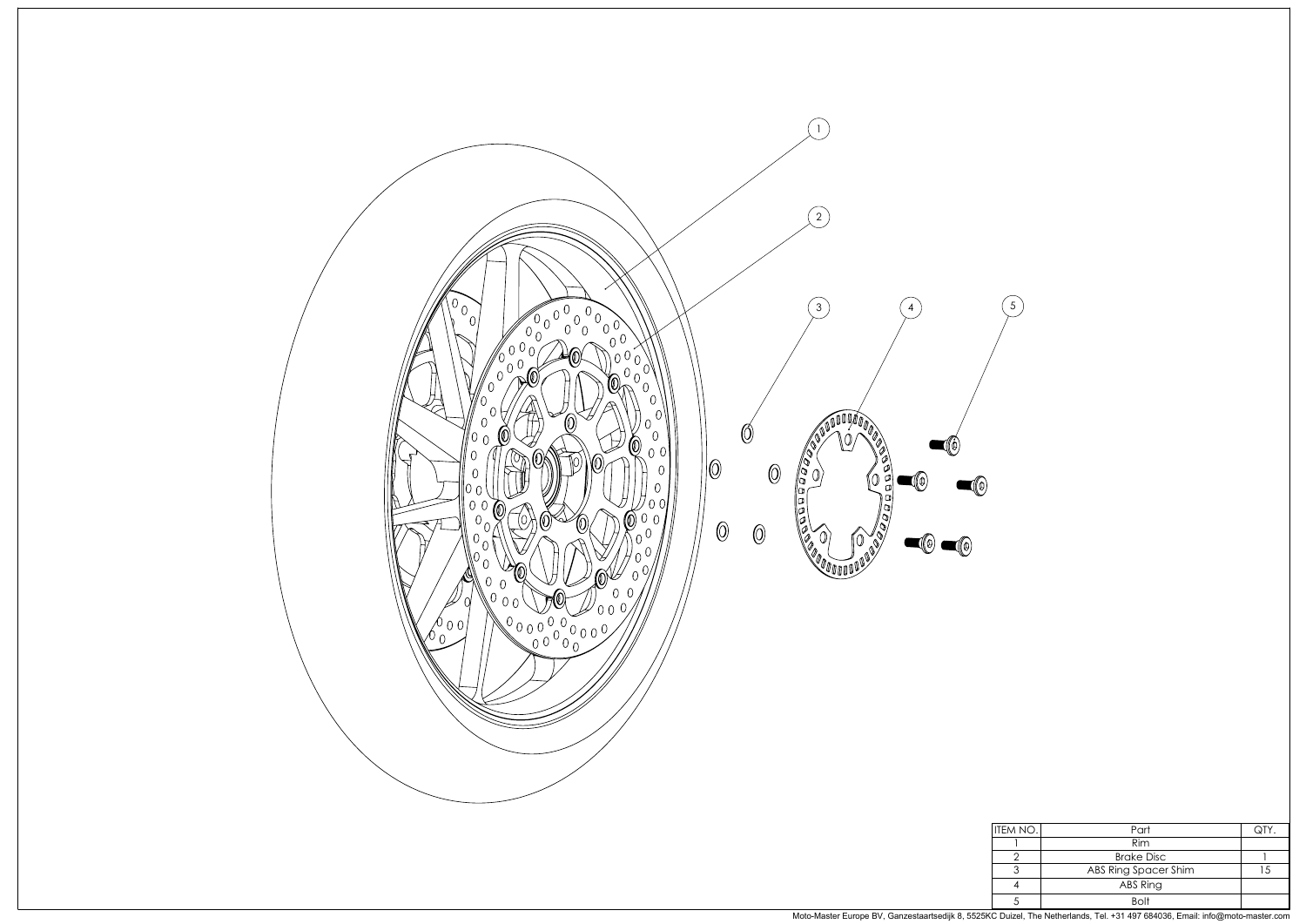| ITEM NO. | Part | QTY. |
| --- | --- | --- |
| 1 | Rim | |
| 2 | Brake Disc | 1 |
| 3 | ABS Ring Spacer Shim | 15 |
| 4 | ABS Ring | |
| 5 | Bolt | |

Moto-Master Europe BV, Ganzestaartsedijk 8, 5525KC Duizel, The Netherlands, Tel. +31 497 684036, Email: info@moto-master.com